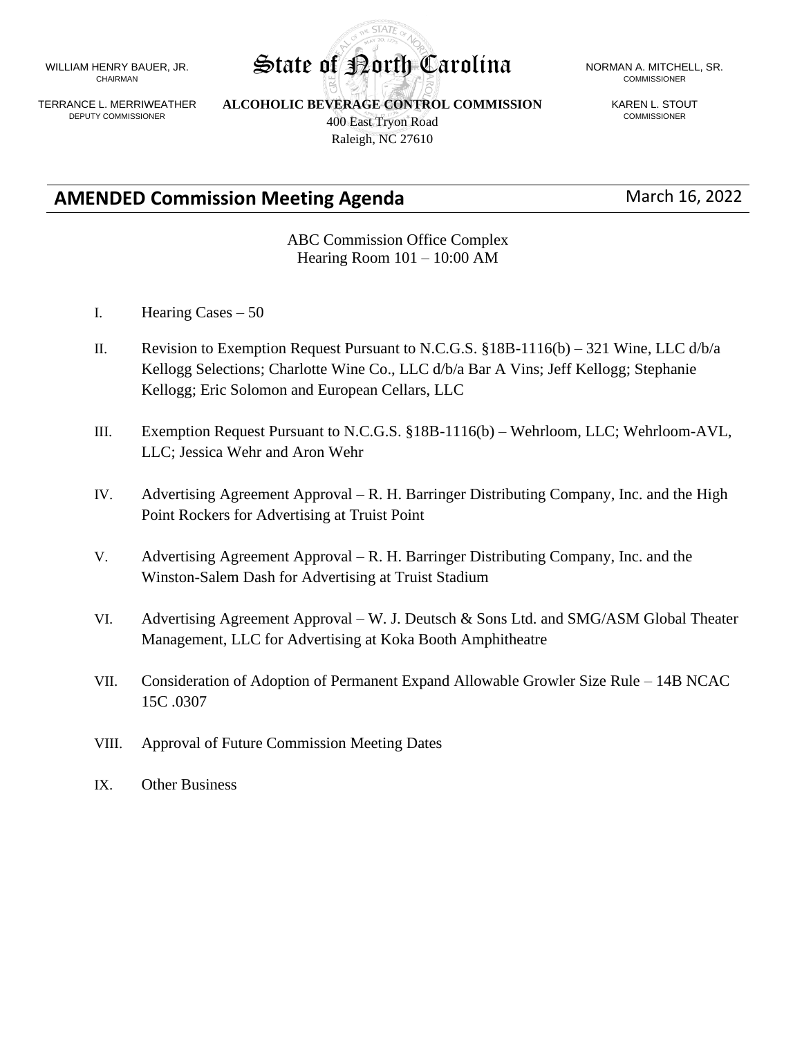WILLIAM HENRY BAUER, JR.
CHAIRMAN

TERRANCE L. MERRIWEATHER
DEPUTY COMMISSIONER

# State of North Carolina

**ALCOHOLIC BEVERAGE CONTROL COMMISSION**
400 East Tryon Road
Raleigh, NC 27610

NORMAN A. MITCHELL, SR.
COMMISSIONER

KAREN L. STOUT
COMMISSIONER

## AMENDED Commission Meeting Agenda

March 16, 2022

ABC Commission Office Complex
Hearing Room 101 – 10:00 AM

I. Hearing Cases – 50

II. Revision to Exemption Request Pursuant to N.C.G.S. §18B-1116(b) – 321 Wine, LLC d/b/a Kellogg Selections; Charlotte Wine Co., LLC d/b/a Bar A Vins; Jeff Kellogg; Stephanie Kellogg; Eric Solomon and European Cellars, LLC

III. Exemption Request Pursuant to N.C.G.S. §18B-1116(b) – Wehrloom, LLC; Wehrloom-AVL, LLC; Jessica Wehr and Aron Wehr

IV. Advertising Agreement Approval – R. H. Barringer Distributing Company, Inc. and the High Point Rockers for Advertising at Truist Point

V. Advertising Agreement Approval – R. H. Barringer Distributing Company, Inc. and the Winston-Salem Dash for Advertising at Truist Stadium

VI. Advertising Agreement Approval – W. J. Deutsch & Sons Ltd. and SMG/ASM Global Theater Management, LLC for Advertising at Koka Booth Amphitheatre

VII. Consideration of Adoption of Permanent Expand Allowable Growler Size Rule – 14B NCAC 15C .0307

VIII. Approval of Future Commission Meeting Dates

IX. Other Business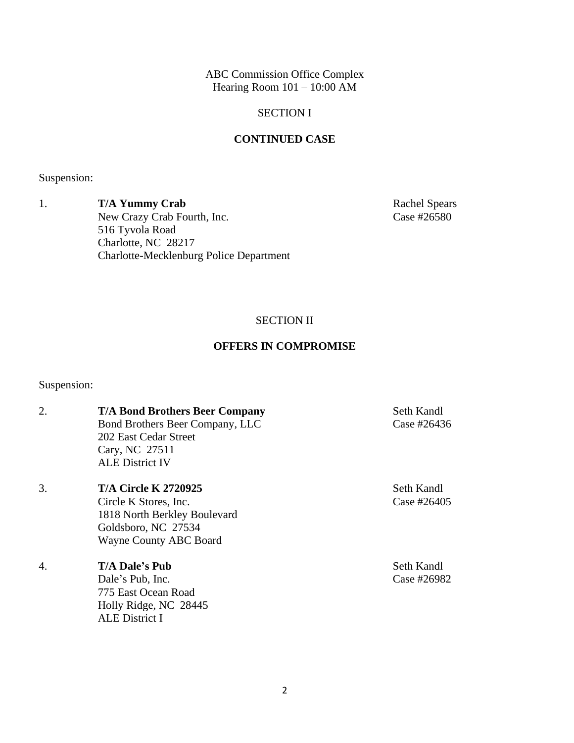ABC Commission Office Complex
Hearing Room 101 – 10:00 AM

## SECTION I

## CONTINUED CASE

Suspension:

1. **T/A Yummy Crab**
   New Crazy Crab Fourth, Inc.
   516 Tyvola Road
   Charlotte, NC 28217
   Charlotte-Mecklenburg Police Department

   Rachel Spears
   Case #26580

## SECTION II

## OFFERS IN COMPROMISE

Suspension:

2. **T/A Bond Brothers Beer Company**
   Bond Brothers Beer Company, LLC
   202 East Cedar Street
   Cary, NC 27511
   ALE District IV

   Seth Kandl
   Case #26436

3. **T/A Circle K 2720925**
   Circle K Stores, Inc.
   1818 North Berkley Boulevard
   Goldsboro, NC 27534
   Wayne County ABC Board

   Seth Kandl
   Case #26405

4. **T/A Dale's Pub**
   Dale's Pub, Inc.
   775 East Ocean Road
   Holly Ridge, NC 28445
   ALE District I

   Seth Kandl
   Case #26982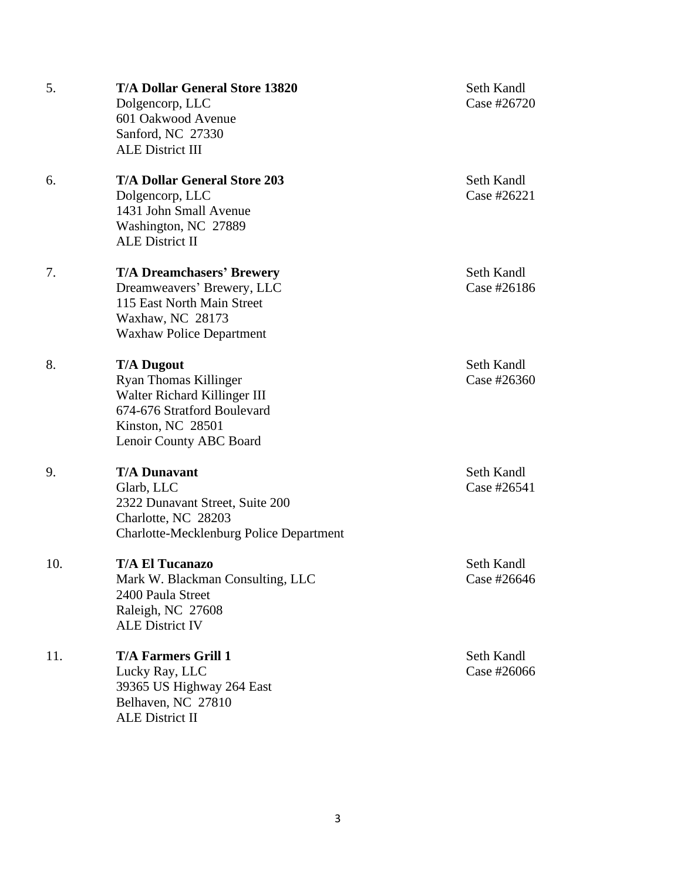5. **T/A Dollar General Store 13820**
   Dolgencorp, LLC
   601 Oakwood Avenue
   Sanford, NC 27330
   ALE District III

   Seth Kandl
   Case #26720

6. **T/A Dollar General Store 203**
   Dolgencorp, LLC
   1431 John Small Avenue
   Washington, NC 27889
   ALE District II

   Seth Kandl
   Case #26221

7. **T/A Dreamchasers' Brewery**
   Dreamweavers' Brewery, LLC
   115 East North Main Street
   Waxhaw, NC 28173
   Waxhaw Police Department

   Seth Kandl
   Case #26186

8. **T/A Dugout**
   Ryan Thomas Killinger
   Walter Richard Killinger III
   674-676 Stratford Boulevard
   Kinston, NC 28501
   Lenoir County ABC Board

   Seth Kandl
   Case #26360

9. **T/A Dunavant**
   Glarb, LLC
   2322 Dunavant Street, Suite 200
   Charlotte, NC 28203
   Charlotte-Mecklenburg Police Department

   Seth Kandl
   Case #26541

10. **T/A El Tucanazo**
    Mark W. Blackman Consulting, LLC
    2400 Paula Street
    Raleigh, NC 27608
    ALE District IV

    Seth Kandl
    Case #26646

11. **T/A Farmers Grill 1**
    Lucky Ray, LLC
    39365 US Highway 264 East
    Belhaven, NC 27810
    ALE District II

    Seth Kandl
    Case #26066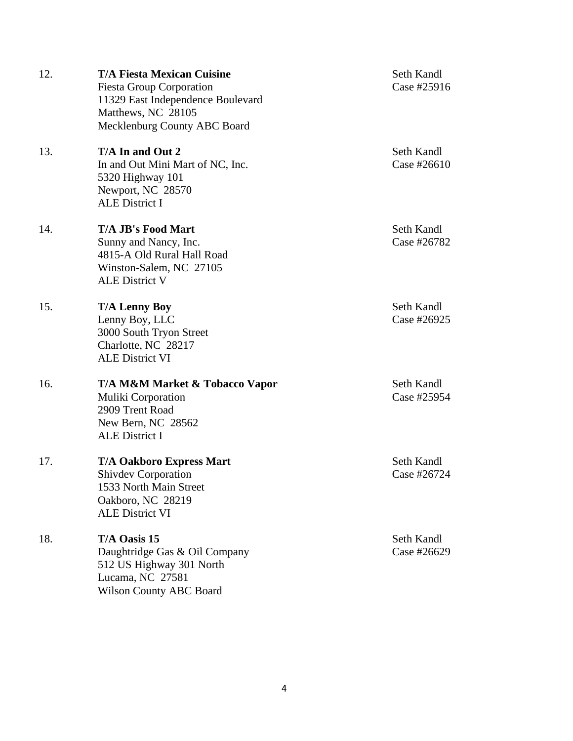12. **T/A Fiesta Mexican Cuisine**
    Fiesta Group Corporation
    11329 East Independence Boulevard
    Matthews, NC 28105
    Mecklenburg County ABC Board

    Seth Kandl
    Case #25916

13. **T/A In and Out 2**
    In and Out Mini Mart of NC, Inc.
    5320 Highway 101
    Newport, NC 28570
    ALE District I

    Seth Kandl
    Case #26610

14. **T/A JB's Food Mart**
    Sunny and Nancy, Inc.
    4815-A Old Rural Hall Road
    Winston-Salem, NC 27105
    ALE District V

    Seth Kandl
    Case #26782

15. **T/A Lenny Boy**
    Lenny Boy, LLC
    3000 South Tryon Street
    Charlotte, NC 28217
    ALE District VI

    Seth Kandl
    Case #26925

16. **T/A M&M Market & Tobacco Vapor**
    Muliki Corporation
    2909 Trent Road
    New Bern, NC 28562
    ALE District I

    Seth Kandl
    Case #25954

17. **T/A Oakboro Express Mart**
    Shivdev Corporation
    1533 North Main Street
    Oakboro, NC 28219
    ALE District VI

    Seth Kandl
    Case #26724

18. **T/A Oasis 15**
    Daughtridge Gas & Oil Company
    512 US Highway 301 North
    Lucama, NC 27581
    Wilson County ABC Board

    Seth Kandl
    Case #26629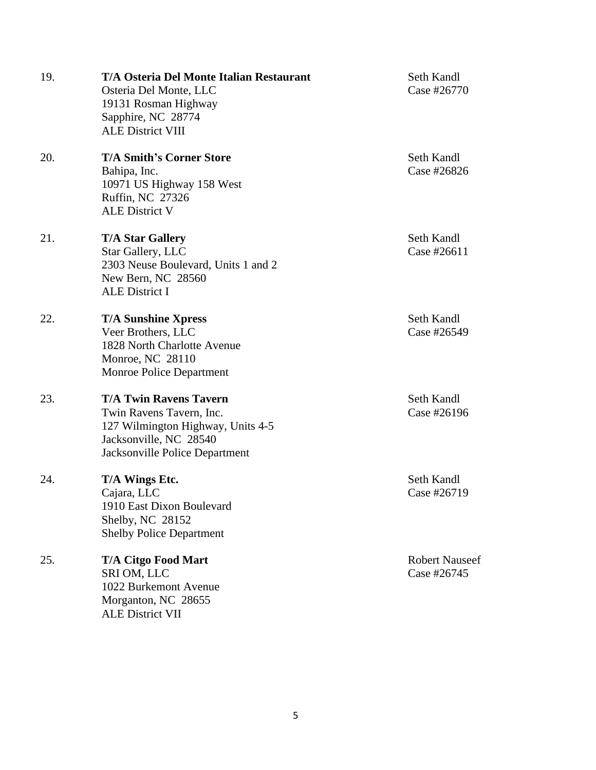19. **T/A Osteria Del Monte Italian Restaurant**
    Osteria Del Monte, LLC
    19131 Rosman Highway
    Sapphire, NC 28774
    ALE District VIII

    Seth Kandl
    Case #26770

20. **T/A Smith's Corner Store**
    Bahipa, Inc.
    10971 US Highway 158 West
    Ruffin, NC 27326
    ALE District V

    Seth Kandl
    Case #26826

21. **T/A Star Gallery**
    Star Gallery, LLC
    2303 Neuse Boulevard, Units 1 and 2
    New Bern, NC 28560
    ALE District I

    Seth Kandl
    Case #26611

22. **T/A Sunshine Xpress**
    Veer Brothers, LLC
    1828 North Charlotte Avenue
    Monroe, NC 28110
    Monroe Police Department

    Seth Kandl
    Case #26549

23. **T/A Twin Ravens Tavern**
    Twin Ravens Tavern, Inc.
    127 Wilmington Highway, Units 4-5
    Jacksonville, NC 28540
    Jacksonville Police Department

    Seth Kandl
    Case #26196

24. **T/A Wings Etc.**
    Cajara, LLC
    1910 East Dixon Boulevard
    Shelby, NC 28152
    Shelby Police Department

    Seth Kandl
    Case #26719

25. **T/A Citgo Food Mart**
    SRI OM, LLC
    1022 Burkemont Avenue
    Morganton, NC 28655
    ALE District VII

    Robert Nauseef
    Case #26745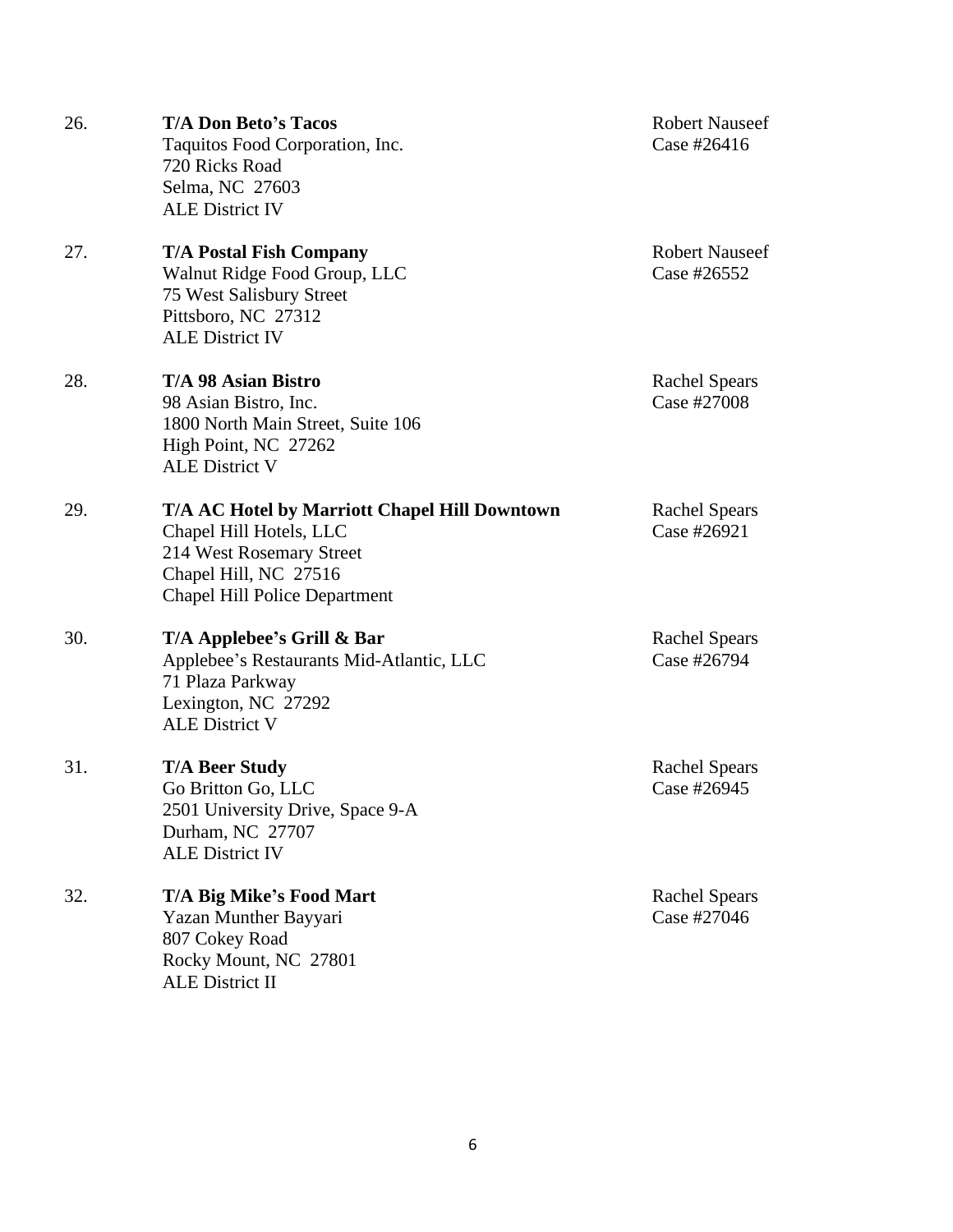26. **T/A Don Beto's Tacos**
Taquitos Food Corporation, Inc.
720 Ricks Road
Selma, NC 27603
ALE District IV

Robert Nauseef
Case #26416

27. **T/A Postal Fish Company**
Walnut Ridge Food Group, LLC
75 West Salisbury Street
Pittsboro, NC 27312
ALE District IV

Robert Nauseef
Case #26552

28. **T/A 98 Asian Bistro**
98 Asian Bistro, Inc.
1800 North Main Street, Suite 106
High Point, NC 27262
ALE District V

Rachel Spears
Case #27008

29. **T/A AC Hotel by Marriott Chapel Hill Downtown**
Chapel Hill Hotels, LLC
214 West Rosemary Street
Chapel Hill, NC 27516
Chapel Hill Police Department

Rachel Spears
Case #26921

30. **T/A Applebee's Grill & Bar**
Applebee's Restaurants Mid-Atlantic, LLC
71 Plaza Parkway
Lexington, NC 27292
ALE District V

Rachel Spears
Case #26794

31. **T/A Beer Study**
Go Britton Go, LLC
2501 University Drive, Space 9-A
Durham, NC 27707
ALE District IV

Rachel Spears
Case #26945

32. **T/A Big Mike's Food Mart**
Yazan Munther Bayyari
807 Cokey Road
Rocky Mount, NC 27801
ALE District II

Rachel Spears
Case #27046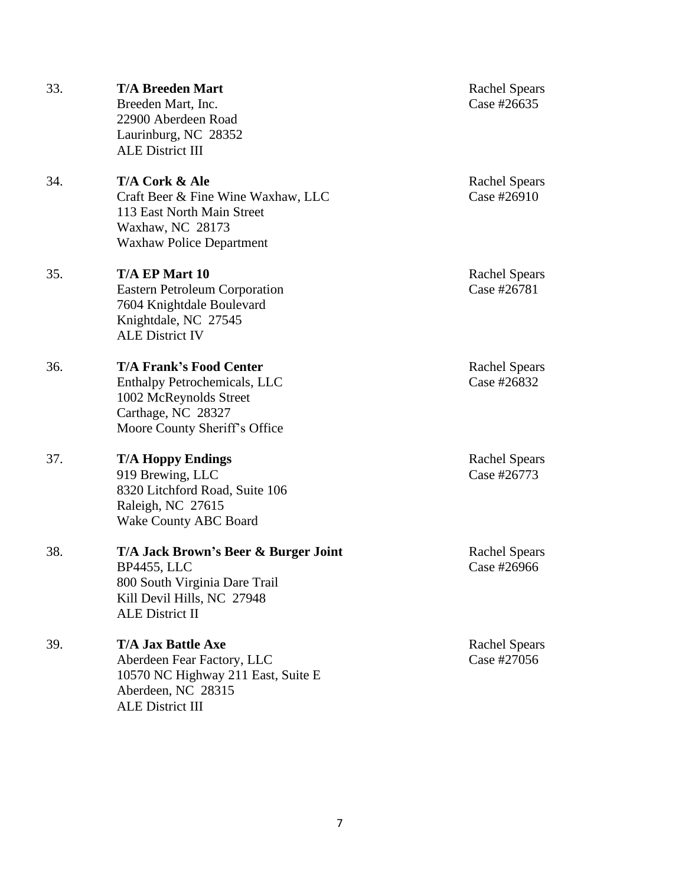33. **T/A Breeden Mart**
    Breeden Mart, Inc.
    22900 Aberdeen Road
    Laurinburg, NC 28352
    ALE District III

    Rachel Spears
    Case #26635

34. **T/A Cork & Ale**
    Craft Beer & Fine Wine Waxhaw, LLC
    113 East North Main Street
    Waxhaw, NC 28173
    Waxhaw Police Department

    Rachel Spears
    Case #26910

35. **T/A EP Mart 10**
    Eastern Petroleum Corporation
    7604 Knightdale Boulevard
    Knightdale, NC 27545
    ALE District IV

    Rachel Spears
    Case #26781

36. **T/A Frank's Food Center**
    Enthalpy Petrochemicals, LLC
    1002 McReynolds Street
    Carthage, NC 28327
    Moore County Sheriff's Office

    Rachel Spears
    Case #26832

37. **T/A Hoppy Endings**
    919 Brewing, LLC
    8320 Litchford Road, Suite 106
    Raleigh, NC 27615
    Wake County ABC Board

    Rachel Spears
    Case #26773

38. **T/A Jack Brown's Beer & Burger Joint**
    BP4455, LLC
    800 South Virginia Dare Trail
    Kill Devil Hills, NC 27948
    ALE District II

    Rachel Spears
    Case #26966

39. **T/A Jax Battle Axe**
    Aberdeen Fear Factory, LLC
    10570 NC Highway 211 East, Suite E
    Aberdeen, NC 28315
    ALE District III

    Rachel Spears
    Case #27056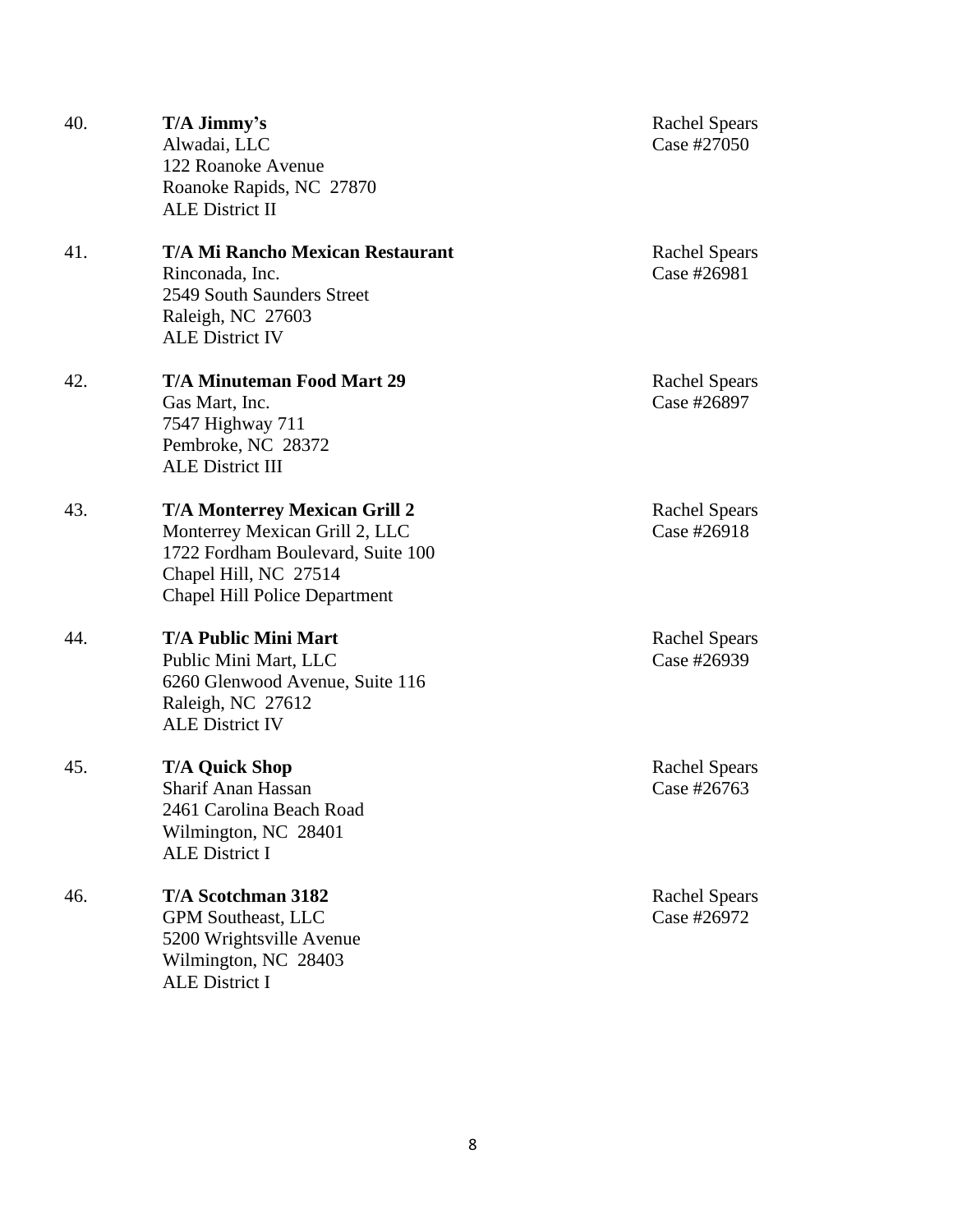40. **T/A Jimmy's**
    Alwadai, LLC
    122 Roanoke Avenue
    Roanoke Rapids, NC 27870
    ALE District II

    Rachel Spears
    Case #27050

41. **T/A Mi Rancho Mexican Restaurant**
    Rinconada, Inc.
    2549 South Saunders Street
    Raleigh, NC 27603
    ALE District IV

    Rachel Spears
    Case #26981

42. **T/A Minuteman Food Mart 29**
    Gas Mart, Inc.
    7547 Highway 711
    Pembroke, NC 28372
    ALE District III

    Rachel Spears
    Case #26897

43. **T/A Monterrey Mexican Grill 2**
    Monterrey Mexican Grill 2, LLC
    1722 Fordham Boulevard, Suite 100
    Chapel Hill, NC 27514
    Chapel Hill Police Department

    Rachel Spears
    Case #26918

44. **T/A Public Mini Mart**
    Public Mini Mart, LLC
    6260 Glenwood Avenue, Suite 116
    Raleigh, NC 27612
    ALE District IV

    Rachel Spears
    Case #26939

45. **T/A Quick Shop**
    Sharif Anan Hassan
    2461 Carolina Beach Road
    Wilmington, NC 28401
    ALE District I

    Rachel Spears
    Case #26763

46. **T/A Scotchman 3182**
    GPM Southeast, LLC
    5200 Wrightsville Avenue
    Wilmington, NC 28403
    ALE District I

    Rachel Spears
    Case #26972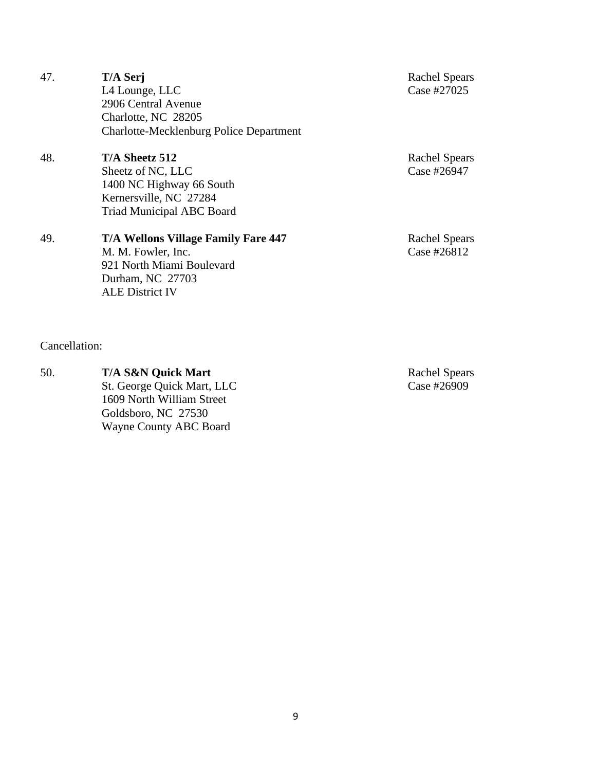47. **T/A Serj**
    L4 Lounge, LLC
    2906 Central Avenue
    Charlotte, NC 28205
    Charlotte-Mecklenburg Police Department

    Rachel Spears
    Case #27025

48. **T/A Sheetz 512**
    Sheetz of NC, LLC
    1400 NC Highway 66 South
    Kernersville, NC 27284
    Triad Municipal ABC Board

    Rachel Spears
    Case #26947

49. **T/A Wellons Village Family Fare 447**
    M. M. Fowler, Inc.
    921 North Miami Boulevard
    Durham, NC 27703
    ALE District IV

    Rachel Spears
    Case #26812

Cancellation:

50. **T/A S&N Quick Mart**
    St. George Quick Mart, LLC
    1609 North William Street
    Goldsboro, NC 27530
    Wayne County ABC Board

    Rachel Spears
    Case #26909